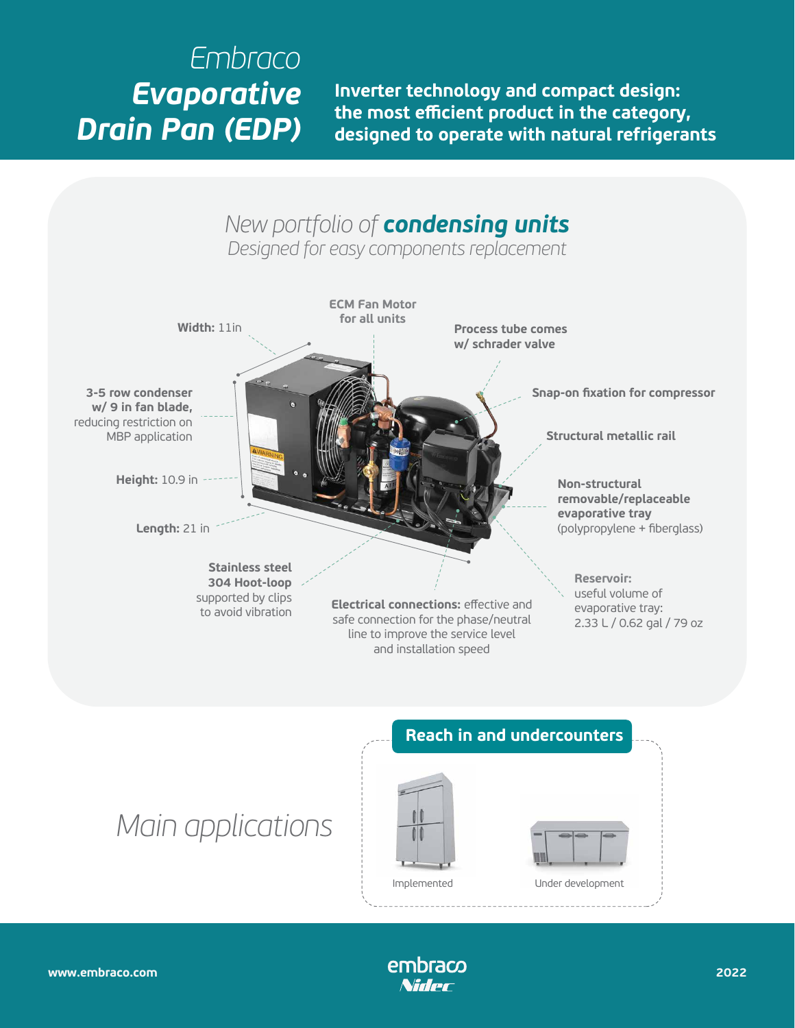# Embraco *Evaporative Drain Pan (EDP)*

**Inverter technology and compact design: the most efficient product in the category, designed to operate with natural refrigerants**

## *New portfolio of* ***condensing units***

*Designed for easy components replacement*

**Width:** 11in

**ECM Fan Motor for all units**

**Process tube comes w/ schrader valve**

**3-5 row condenser w/ 9 in fan blade,** reducing restriction on MBP application

**Snap-on fixation for compressor**

**Structural metallic rail**

**Height:** 10.9 in

**Non-structural removable/replaceable evaporative tray** (polypropylene + fiberglass)

**Length:** 21 in

**Stainless steel 304 Hoot-loop** supported by clips to avoid vibration

**Electrical connections:** effective and safe connection for the phase/neutral line to improve the service level and installation speed

**Reservoir:** useful volume of evaporative tray: 2.33 L / 0.62 gal / 79 oz

## *Main applications*

**Reach in and undercounters**

Implemented

Under development

www.embraco.com

2022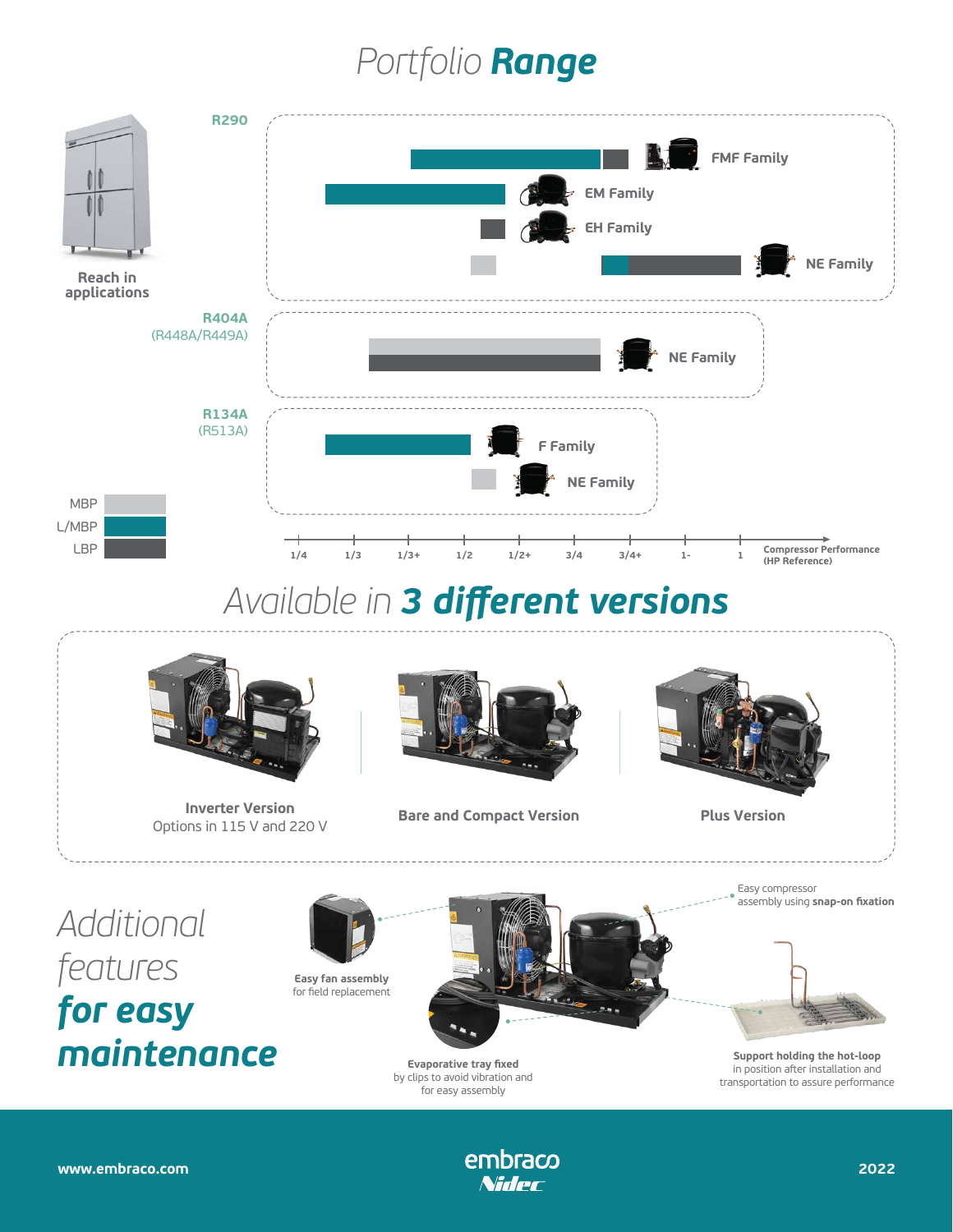# Portfolio **Range**

Reach in applications

R290

FMF Family

EM Family

EH Family

NE Family

R404A
(R448A/R449A)

NE Family

R134A
(R513A)

F Family

NE Family

MBP

L/MBP

LBP

1/4 1/3 1/3+ 1/2 1/2+ 3/4 3/4+ 1- 1

Compressor Performance (HP Reference)

# Available in **3 different versions**

**Inverter Version**
Options in 115 V and 220 V

**Bare and Compact Version**

**Plus Version**

# *Additional features* ***for easy maintenance***

**Easy fan assembly**
for field replacement

**Evaporative tray fixed**
by clips to avoid vibration and for easy assembly

Easy compressor assembly using **snap-on fixation**

**Support holding the hot-loop**
in position after installation and transportation to assure performance

www.embraco.com

embraco Nidec

2022